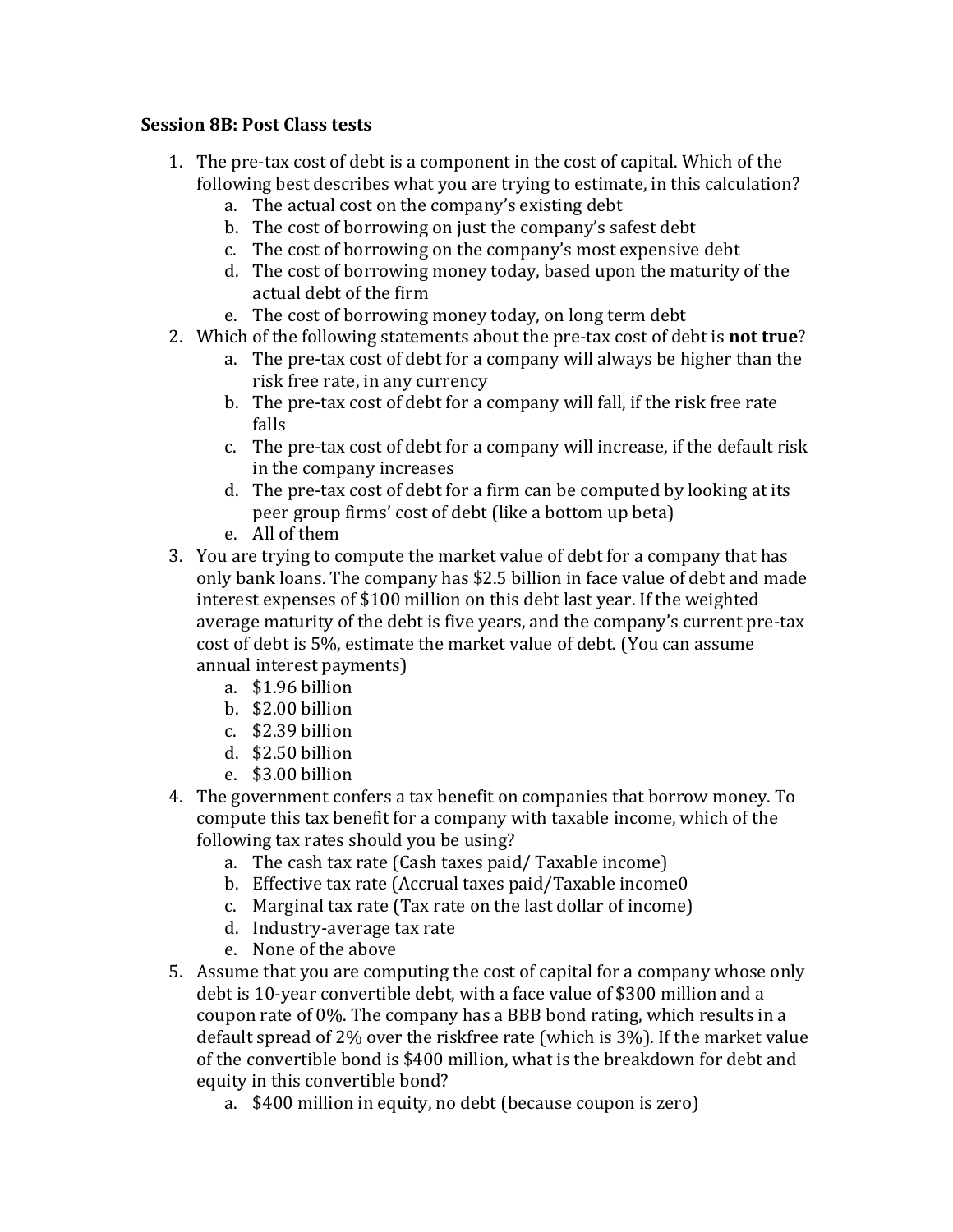**Session 8B: Post Class tests**

1. The pre-tax cost of debt is a component in the cost of capital. Which of the following best describes what you are trying to estimate, in this calculation?
    a. The actual cost on the company's existing debt
    b. The cost of borrowing on just the company's safest debt
    c. The cost of borrowing on the company's most expensive debt
    d. The cost of borrowing money today, based upon the maturity of the actual debt of the firm
    e. The cost of borrowing money today, on long term debt
2. Which of the following statements about the pre-tax cost of debt is **not true**?
    a. The pre-tax cost of debt for a company will always be higher than the risk free rate, in any currency
    b. The pre-tax cost of debt for a company will fall, if the risk free rate falls
    c. The pre-tax cost of debt for a company will increase, if the default risk in the company increases
    d. The pre-tax cost of debt for a firm can be computed by looking at its peer group firms' cost of debt (like a bottom up beta)
    e. All of them
3. You are trying to compute the market value of debt for a company that has only bank loans. The company has $2.5 billion in face value of debt and made interest expenses of $100 million on this debt last year. If the weighted average maturity of the debt is five years, and the company's current pre-tax cost of debt is 5%, estimate the market value of debt. (You can assume annual interest payments)
    a. $1.96 billion
    b. $2.00 billion
    c. $2.39 billion
    d. $2.50 billion
    e. $3.00 billion
4. The government confers a tax benefit on companies that borrow money. To compute this tax benefit for a company with taxable income, which of the following tax rates should you be using?
    a. The cash tax rate (Cash taxes paid/ Taxable income)
    b. Effective tax rate (Accrual taxes paid/Taxable income0
    c. Marginal tax rate (Tax rate on the last dollar of income)
    d. Industry-average tax rate
    e. None of the above
5. Assume that you are computing the cost of capital for a company whose only debt is 10-year convertible debt, with a face value of $300 million and a coupon rate of 0%. The company has a BBB bond rating, which results in a default spread of 2% over the riskfree rate (which is 3%). If the market value of the convertible bond is $400 million, what is the breakdown for debt and equity in this convertible bond?
    a. $400 million in equity, no debt (because coupon is zero)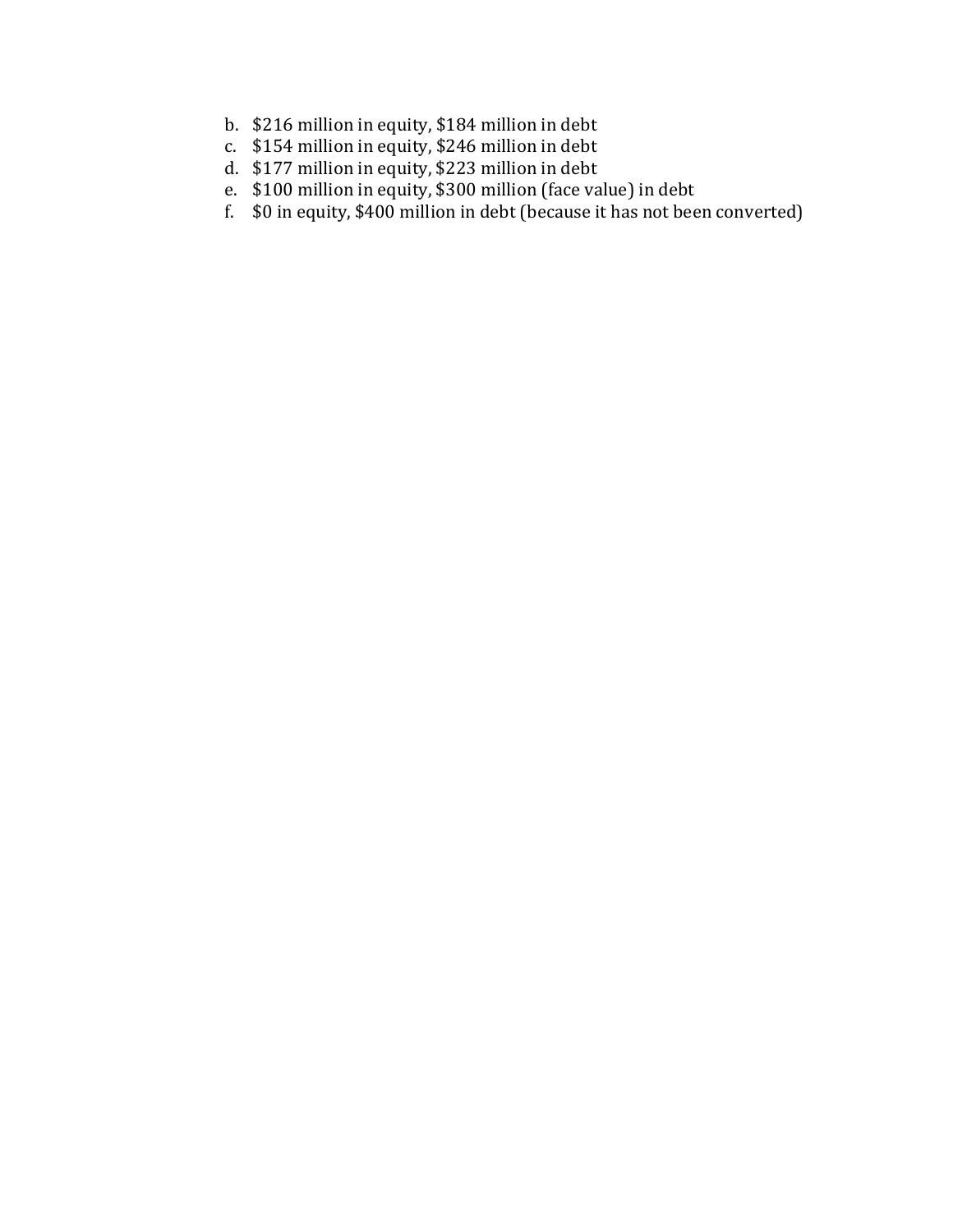b. $216 million in equity, $184 million in debt
c. $154 million in equity, $246 million in debt
d. $177 million in equity, $223 million in debt
e. $100 million in equity, $300 million (face value) in debt
f. $0 in equity, $400 million in debt (because it has not been converted)